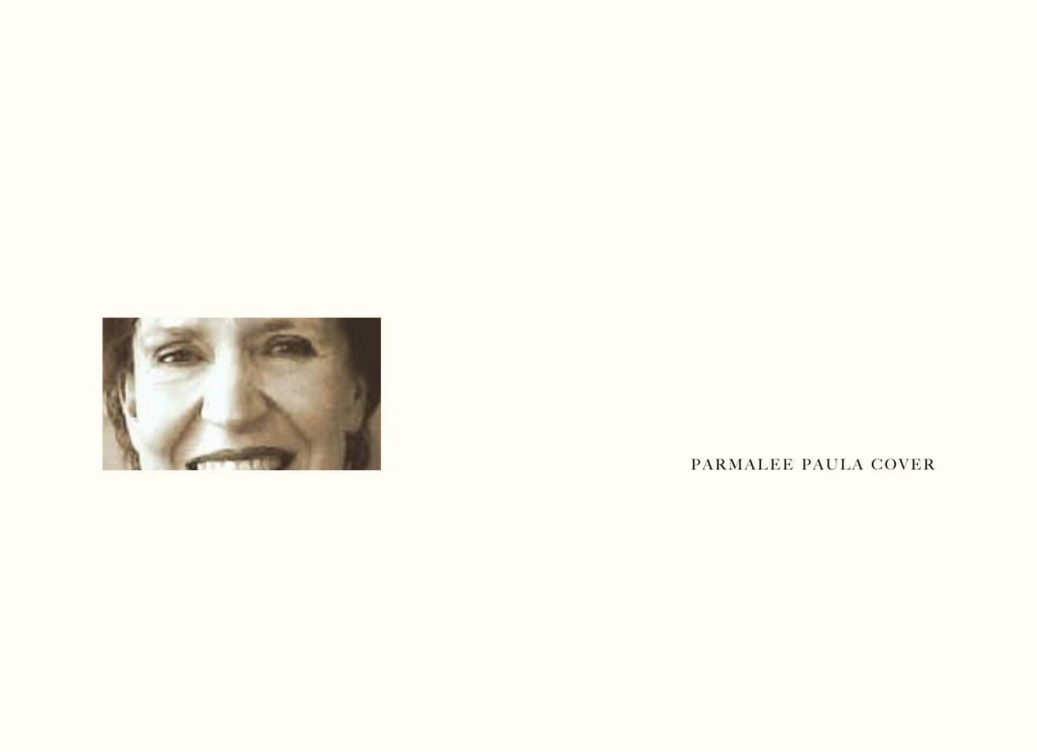PARMALEE PAULA COVER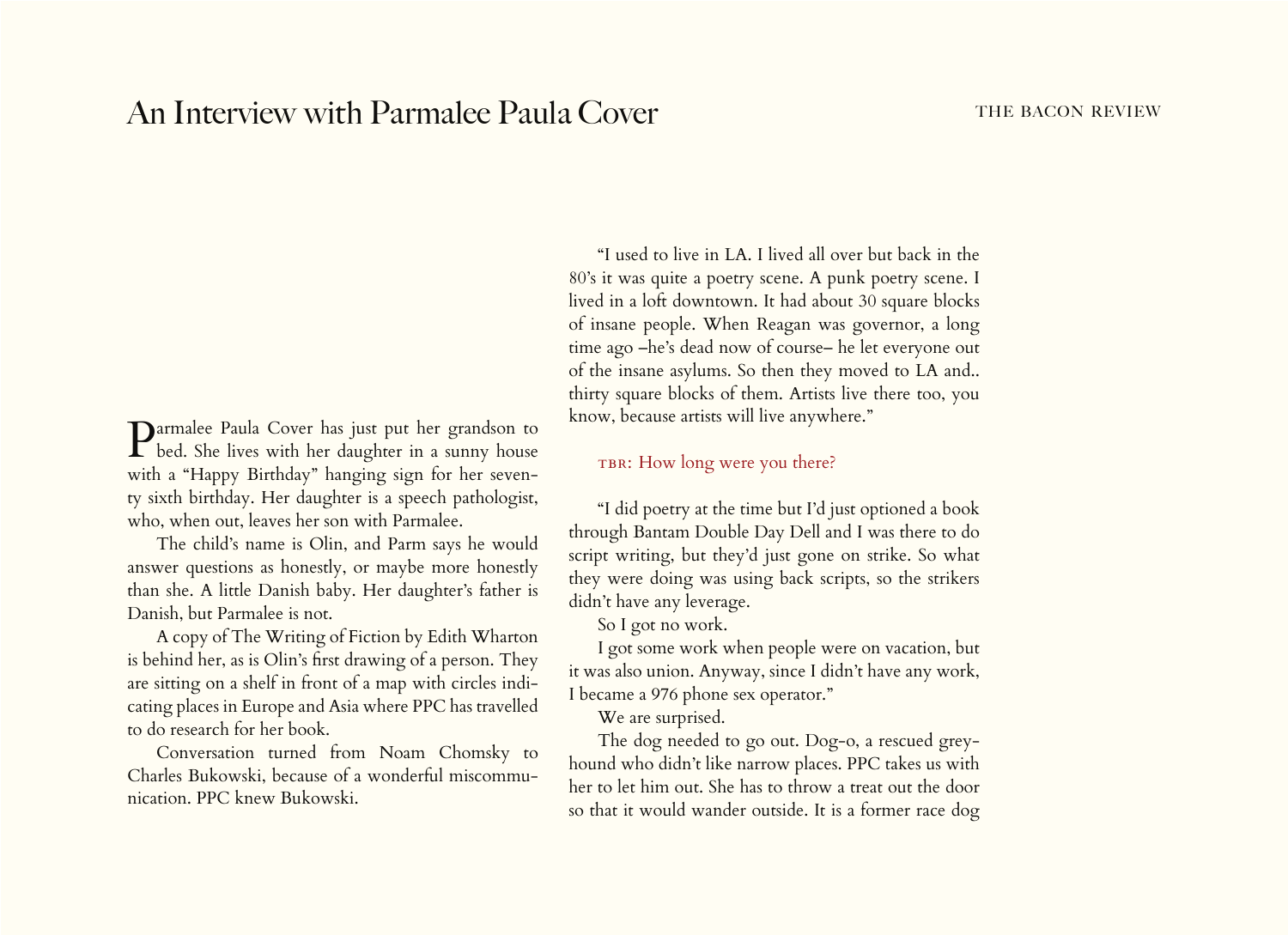# An Interview with Parmalee Paula Cover

Parmalee Paula Cover has just put her grandson to bed. She lives with her daughter in a sunny house with a "Happy Birthday" hanging sign for her seventy sixth birthday. Her daughter is a speech pathologist, who, when out, leaves her son with Parmalee.

The child's name is Olin, and Parm says he would answer questions as honestly, or maybe more honestly than she. A little Danish baby. Her daughter's father is Danish, but Parmalee is not.

A copy of The Writing of Fiction by Edith Wharton is behind her, as is Olin's first drawing of a person. They are sitting on a shelf in front of a map with circles indicating places in Europe and Asia where PPC has travelled to do research for her book.

Conversation turned from Noam Chomsky to Charles Bukowski, because of a wonderful miscommunication. PPC knew Bukowski.

"I used to live in LA. I lived all over but back in the 80's it was quite a poetry scene. A punk poetry scene. I lived in a loft downtown. It had about 30 square blocks of insane people. When Reagan was governor, a long time ago –he's dead now of course– he let everyone out of the insane asylums. So then they moved to LA and.. thirty square blocks of them. Artists live there too, you know, because artists will live anywhere."

TBR: How long were you there?

"I did poetry at the time but I'd just optioned a book through Bantam Double Day Dell and I was there to do script writing, but they'd just gone on strike. So what they were doing was using back scripts, so the strikers didn't have any leverage.

So I got no work.

I got some work when people were on vacation, but it was also union. Anyway, since I didn't have any work, I became a 976 phone sex operator."

We are surprised.

The dog needed to go out. Dog-o, a rescued greyhound who didn't like narrow places. PPC takes us with her to let him out. She has to throw a treat out the door so that it would wander outside. It is a former race dog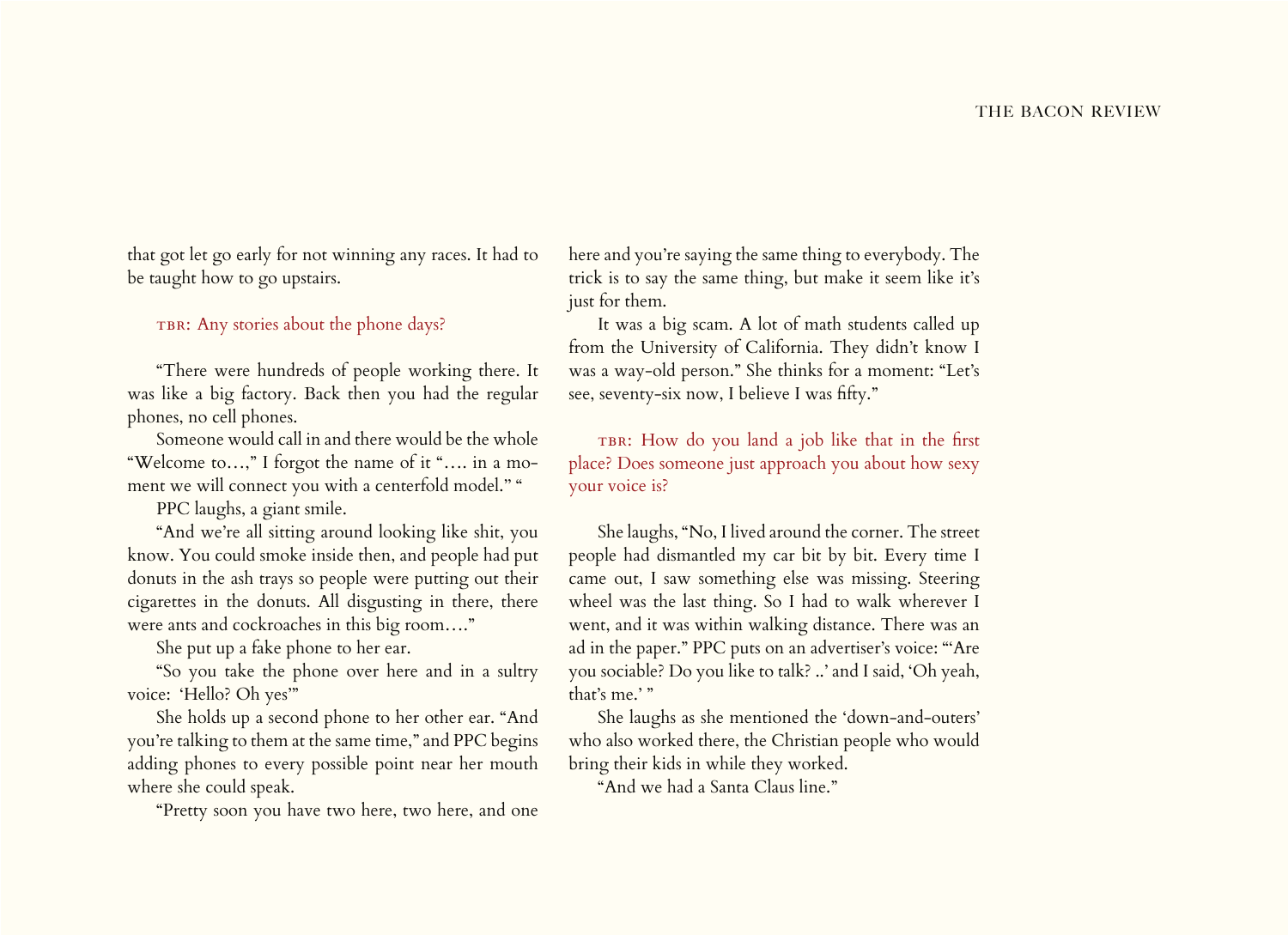that got let go early for not winning any races. It had to be taught how to go upstairs.

TBR: Any stories about the phone days?

"There were hundreds of people working there. It was like a big factory. Back then you had the regular phones, no cell phones.

Someone would call in and there would be the whole "Welcome to…," I forgot the name of it "…. in a moment we will connect you with a centerfold model." "

PPC laughs, a giant smile.

"And we're all sitting around looking like shit, you know. You could smoke inside then, and people had put donuts in the ash trays so people were putting out their cigarettes in the donuts. All disgusting in there, there were ants and cockroaches in this big room…."

She put up a fake phone to her ear.

"So you take the phone over here and in a sultry voice: 'Hello? Oh yes'"

She holds up a second phone to her other ear. "And you're talking to them at the same time," and PPC begins adding phones to every possible point near her mouth where she could speak.

"Pretty soon you have two here, two here, and one here and you're saying the same thing to everybody. The trick is to say the same thing, but make it seem like it's just for them.

It was a big scam. A lot of math students called up from the University of California. They didn't know I was a way-old person." She thinks for a moment: "Let's see, seventy-six now, I believe I was fifty."

TBR: How do you land a job like that in the first place? Does someone just approach you about how sexy your voice is?

She laughs, "No, I lived around the corner. The street people had dismantled my car bit by bit. Every time I came out, I saw something else was missing. Steering wheel was the last thing. So I had to walk wherever I went, and it was within walking distance. There was an ad in the paper." PPC puts on an advertiser's voice: "'Are you sociable? Do you like to talk? ..' and I said, 'Oh yeah, that's me.' "

She laughs as she mentioned the 'down-and-outers' who also worked there, the Christian people who would bring their kids in while they worked.

"And we had a Santa Claus line."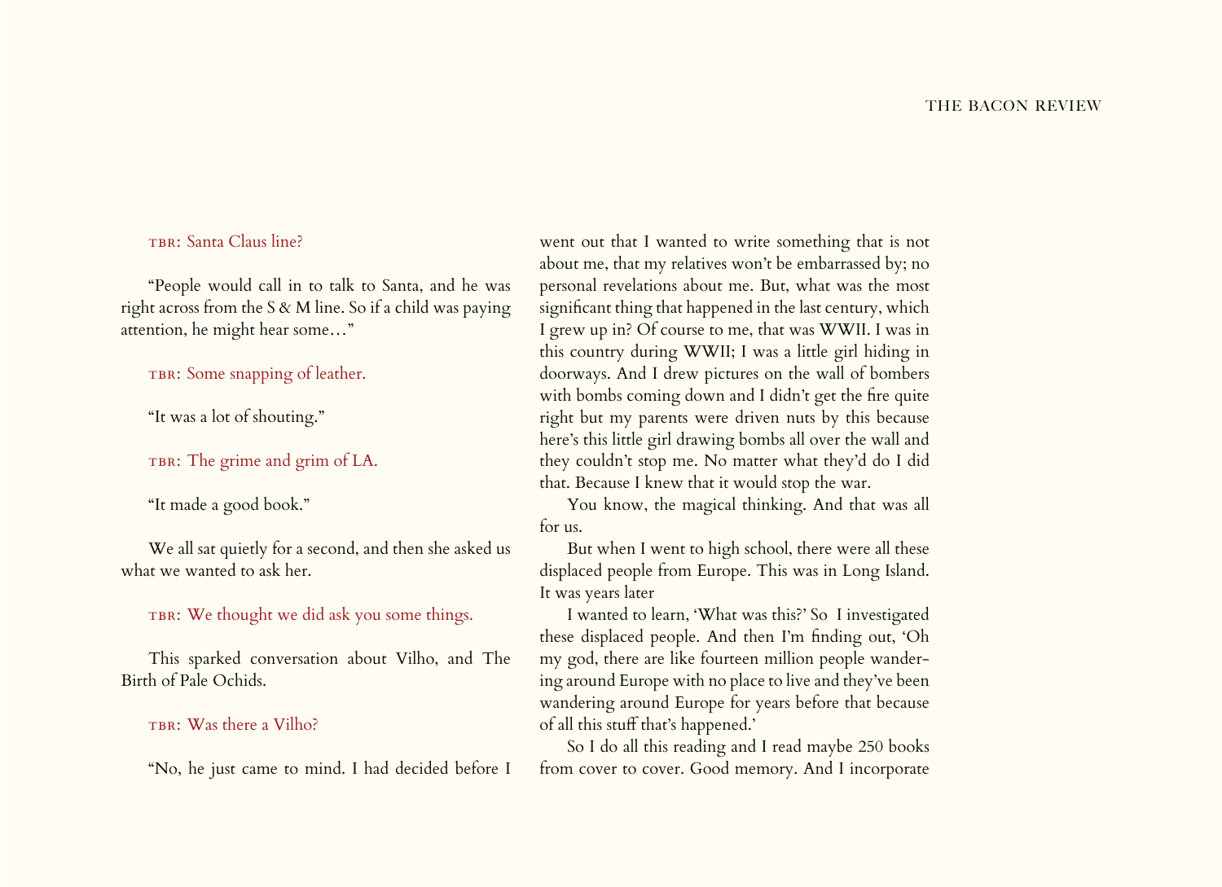TBR: Santa Claus line?

"People would call in to talk to Santa, and he was right across from the S & M line. So if a child was paying attention, he might hear some…"

TBR: Some snapping of leather.

"It was a lot of shouting."

TBR: The grime and grim of LA.

"It made a good book."

We all sat quietly for a second, and then she asked us what we wanted to ask her.

TBR: We thought we did ask you some things.

This sparked conversation about Vilho, and The Birth of Pale Ochids.

TBR: Was there a Vilho?

"No, he just came to mind. I had decided before I went out that I wanted to write something that is not about me, that my relatives won't be embarrassed by; no personal revelations about me. But, what was the most significant thing that happened in the last century, which I grew up in? Of course to me, that was WWII. I was in this country during WWII; I was a little girl hiding in doorways. And I drew pictures on the wall of bombers with bombs coming down and I didn't get the fire quite right but my parents were driven nuts by this because here's this little girl drawing bombs all over the wall and they couldn't stop me. No matter what they'd do I did that. Because I knew that it would stop the war.

You know, the magical thinking. And that was all for us.

But when I went to high school, there were all these displaced people from Europe. This was in Long Island. It was years later

I wanted to learn, 'What was this?' So I investigated these displaced people. And then I'm finding out, 'Oh my god, there are like fourteen million people wandering around Europe with no place to live and they've been wandering around Europe for years before that because of all this stuff that's happened.'

So I do all this reading and I read maybe 250 books from cover to cover. Good memory. And I incorporate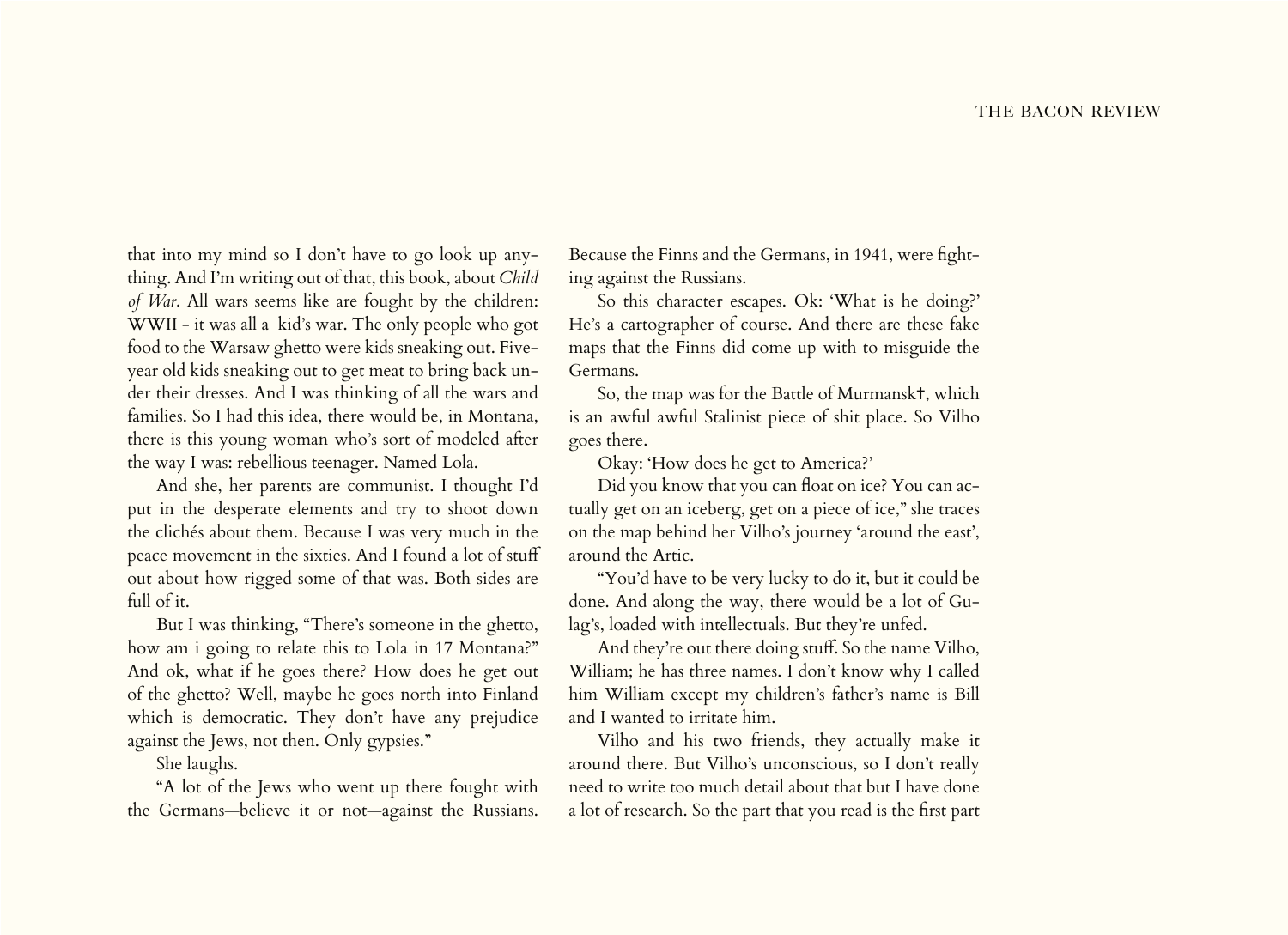that into my mind so I don't have to go look up anything. And I'm writing out of that, this book, about *Child of War*. All wars seems like are fought by the children: WWII - it was all a kid's war. The only people who got food to the Warsaw ghetto were kids sneaking out. Five-year old kids sneaking out to get meat to bring back under their dresses. And I was thinking of all the wars and families. So I had this idea, there would be, in Montana, there is this young woman who's sort of modeled after the way I was: rebellious teenager. Named Lola.

And she, her parents are communist. I thought I'd put in the desperate elements and try to shoot down the clichés about them. Because I was very much in the peace movement in the sixties. And I found a lot of stuff out about how rigged some of that was. Both sides are full of it.

But I was thinking, "There's someone in the ghetto, how am i going to relate this to Lola in 17 Montana?" And ok, what if he goes there? How does he get out of the ghetto? Well, maybe he goes north into Finland which is democratic. They don't have any prejudice against the Jews, not then. Only gypsies."

She laughs.

"A lot of the Jews who went up there fought with the Germans—believe it or not—against the Russians. Because the Finns and the Germans, in 1941, were fighting against the Russians.

So this character escapes. Ok: 'What is he doing?' He's a cartographer of course. And there are these fake maps that the Finns did come up with to misguide the Germans.

So, the map was for the Battle of Murmansk†, which is an awful awful Stalinist piece of shit place. So Vilho goes there.

Okay: 'How does he get to America?'

Did you know that you can float on ice? You can actually get on an iceberg, get on a piece of ice," she traces on the map behind her Vilho's journey 'around the east', around the Artic.

"You'd have to be very lucky to do it, but it could be done. And along the way, there would be a lot of Gulag's, loaded with intellectuals. But they're unfed.

And they're out there doing stuff. So the name Vilho, William; he has three names. I don't know why I called him William except my children's father's name is Bill and I wanted to irritate him.

Vilho and his two friends, they actually make it around there. But Vilho's unconscious, so I don't really need to write too much detail about that but I have done a lot of research. So the part that you read is the first part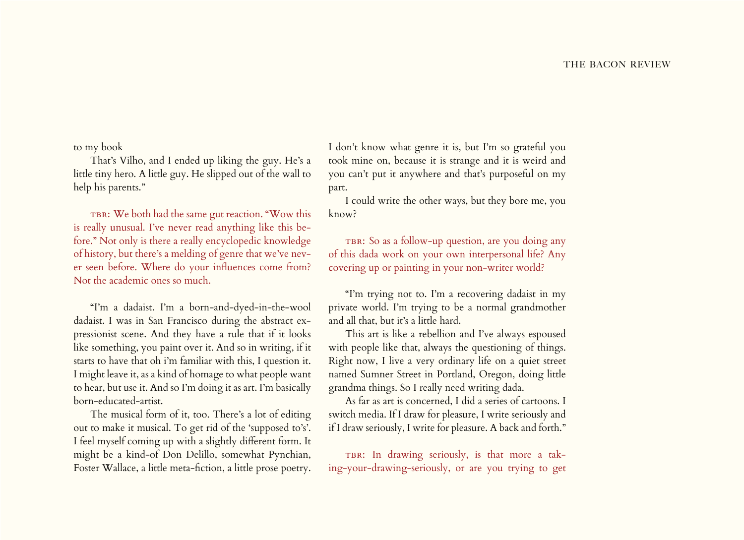to my book

That's Vilho, and I ended up liking the guy. He's a little tiny hero. A little guy. He slipped out of the wall to help his parents."

TBR: We both had the same gut reaction. "Wow this is really unusual. I've never read anything like this before." Not only is there a really encyclopedic knowledge of history, but there's a melding of genre that we've never seen before. Where do your influences come from? Not the academic ones so much.

"I'm a dadaist. I'm a born-and-dyed-in-the-wool dadaist. I was in San Francisco during the abstract expressionist scene. And they have a rule that if it looks like something, you paint over it. And so in writing, if it starts to have that oh i'm familiar with this, I question it. I might leave it, as a kind of homage to what people want to hear, but use it. And so I'm doing it as art. I'm basically born-educated-artist.

The musical form of it, too. There's a lot of editing out to make it musical. To get rid of the 'supposed to's'. I feel myself coming up with a slightly different form. It might be a kind-of Don Delillo, somewhat Pynchian, Foster Wallace, a little meta-fiction, a little prose poetry. I don't know what genre it is, but I'm so grateful you took mine on, because it is strange and it is weird and you can't put it anywhere and that's purposeful on my part.

I could write the other ways, but they bore me, you know?

TBR: So as a follow-up question, are you doing any of this dada work on your own interpersonal life? Any covering up or painting in your non-writer world?

"I'm trying not to. I'm a recovering dadaist in my private world. I'm trying to be a normal grandmother and all that, but it's a little hard.

This art is like a rebellion and I've always espoused with people like that, always the questioning of things. Right now, I live a very ordinary life on a quiet street named Sumner Street in Portland, Oregon, doing little grandma things. So I really need writing dada.

As far as art is concerned, I did a series of cartoons. I switch media. If I draw for pleasure, I write seriously and if I draw seriously, I write for pleasure. A back and forth."

TBR: In drawing seriously, is that more a taking-your-drawing-seriously, or are you trying to get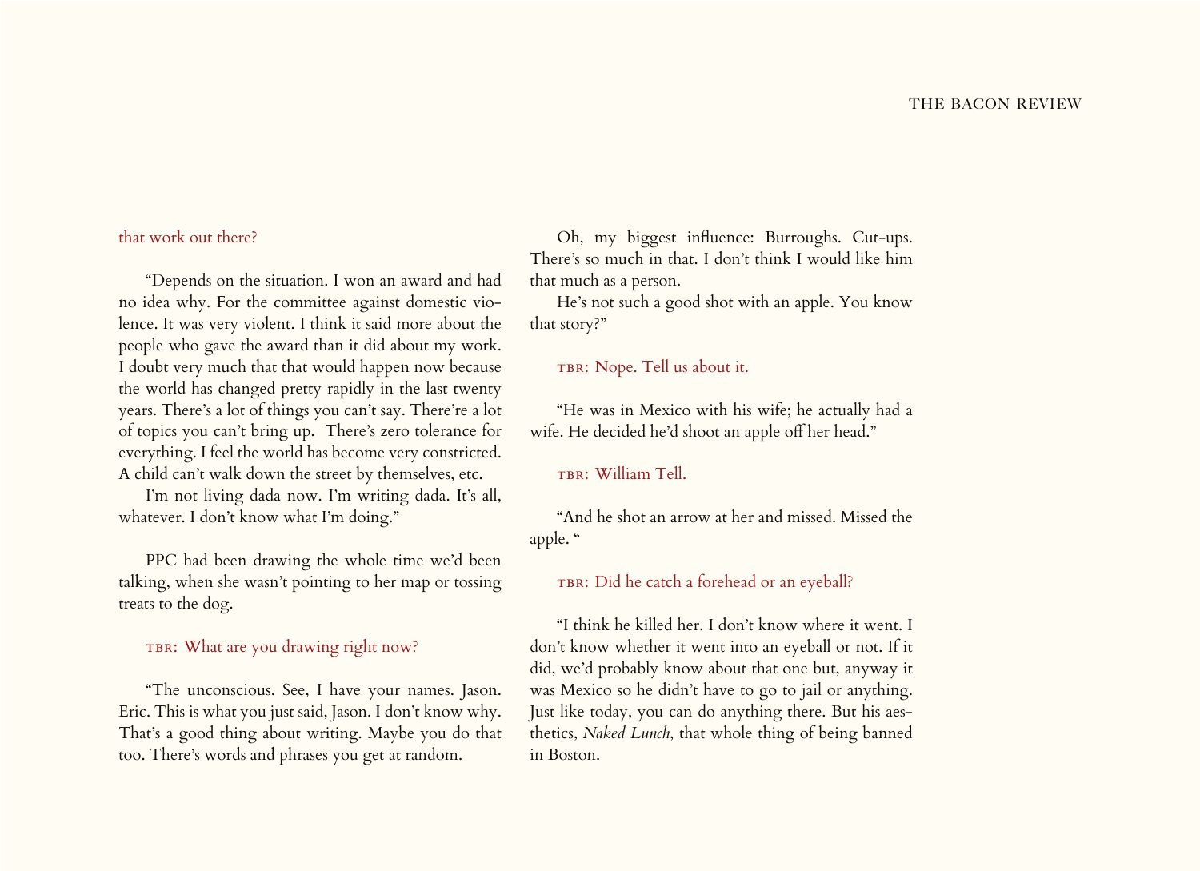that work out there?

"Depends on the situation. I won an award and had no idea why. For the committee against domestic violence. It was very violent. I think it said more about the people who gave the award than it did about my work. I doubt very much that that would happen now because the world has changed pretty rapidly in the last twenty years. There's a lot of things you can't say. There're a lot of topics you can't bring up. There's zero tolerance for everything. I feel the world has become very constricted. A child can't walk down the street by themselves, etc.

I'm not living dada now. I'm writing dada. It's all, whatever. I don't know what I'm doing."

PPC had been drawing the whole time we'd been talking, when she wasn't pointing to her map or tossing treats to the dog.

TBR: What are you drawing right now?

"The unconscious. See, I have your names. Jason. Eric. This is what you just said, Jason. I don't know why. That's a good thing about writing. Maybe you do that too. There's words and phrases you get at random.

Oh, my biggest influence: Burroughs. Cut-ups. There's so much in that. I don't think I would like him that much as a person.

He's not such a good shot with an apple. You know that story?"

TBR: Nope. Tell us about it.

"He was in Mexico with his wife; he actually had a wife. He decided he'd shoot an apple off her head."

TBR: William Tell.

"And he shot an arrow at her and missed. Missed the apple. "

TBR: Did he catch a forehead or an eyeball?

"I think he killed her. I don't know where it went. I don't know whether it went into an eyeball or not. If it did, we'd probably know about that one but, anyway it was Mexico so he didn't have to go to jail or anything. Just like today, you can do anything there. But his aesthetics, *Naked Lunch*, that whole thing of being banned in Boston.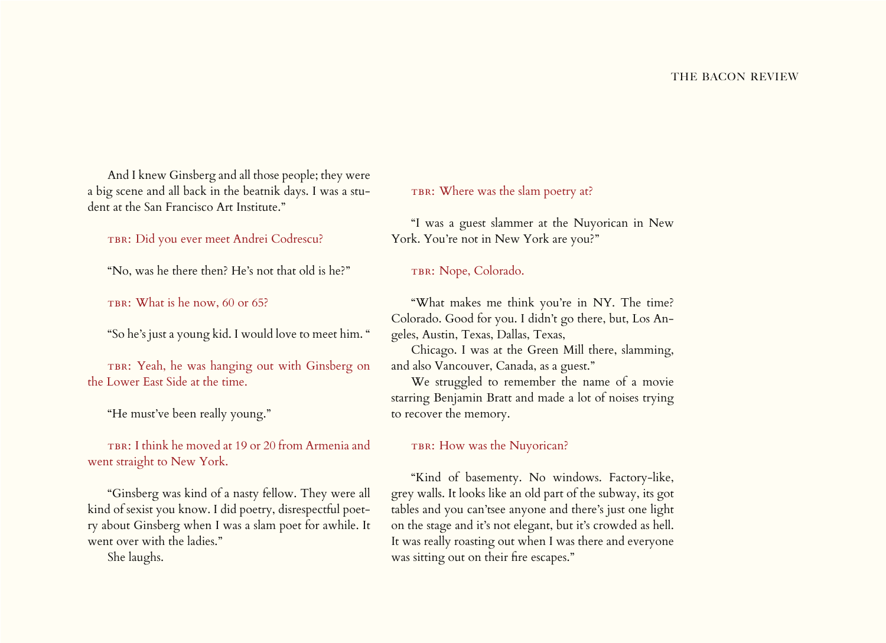And I knew Ginsberg and all those people; they were a big scene and all back in the beatnik days. I was a student at the San Francisco Art Institute."

TBR: Did you ever meet Andrei Codrescu?

"No, was he there then? He's not that old is he?"

TBR: What is he now, 60 or 65?

"So he's just a young kid. I would love to meet him. "

TBR: Yeah, he was hanging out with Ginsberg on the Lower East Side at the time.

"He must've been really young."

TBR: I think he moved at 19 or 20 from Armenia and went straight to New York.

"Ginsberg was kind of a nasty fellow. They were all kind of sexist you know. I did poetry, disrespectful poetry about Ginsberg when I was a slam poet for awhile. It went over with the ladies."

She laughs.

TBR: Where was the slam poetry at?

"I was a guest slammer at the Nuyorican in New York. You're not in New York are you?"

TBR: Nope, Colorado.

"What makes me think you're in NY. The time? Colorado. Good for you. I didn't go there, but, Los Angeles, Austin, Texas, Dallas, Texas,

Chicago. I was at the Green Mill there, slamming, and also Vancouver, Canada, as a guest."

We struggled to remember the name of a movie starring Benjamin Bratt and made a lot of noises trying to recover the memory.

TBR: How was the Nuyorican?

"Kind of basementy. No windows. Factory-like, grey walls. It looks like an old part of the subway, its got tables and you can'tsee anyone and there's just one light on the stage and it's not elegant, but it's crowded as hell. It was really roasting out when I was there and everyone was sitting out on their fire escapes."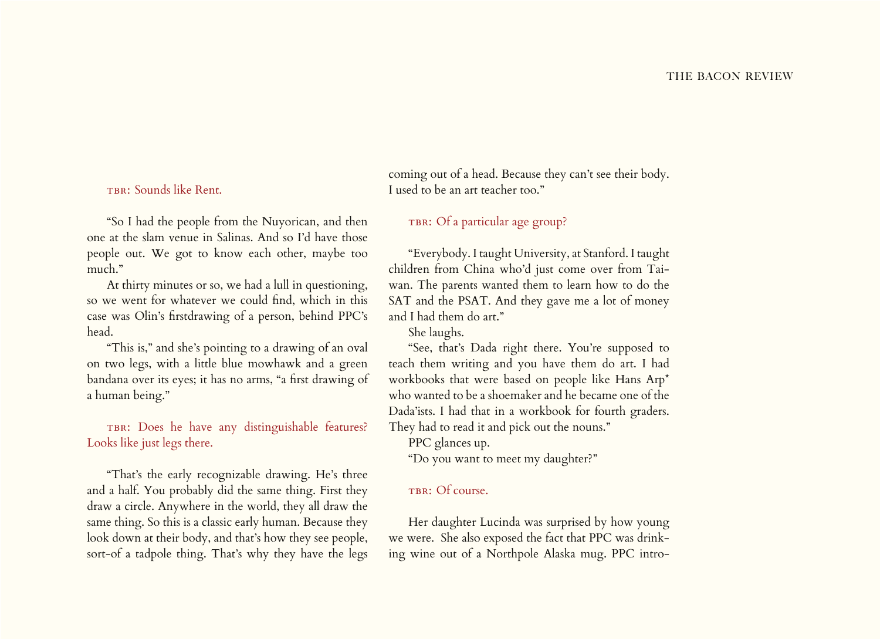TBR: Sounds like Rent.

"So I had the people from the Nuyorican, and then one at the slam venue in Salinas. And so I'd have those people out. We got to know each other, maybe too much."

At thirty minutes or so, we had a lull in questioning, so we went for whatever we could find, which in this case was Olin's firstdrawing of a person, behind PPC's head.

"This is," and she's pointing to a drawing of an oval on two legs, with a little blue mowhawk and a green bandana over its eyes; it has no arms, "a first drawing of a human being."

TBR: Does he have any distinguishable features? Looks like just legs there.

"That's the early recognizable drawing. He's three and a half. You probably did the same thing. First they draw a circle. Anywhere in the world, they all draw the same thing. So this is a classic early human. Because they look down at their body, and that's how they see people, sort-of a tadpole thing. That's why they have the legs coming out of a head. Because they can't see their body. I used to be an art teacher too."

TBR: Of a particular age group?

"Everybody. I taught University, at Stanford. I taught children from China who'd just come over from Taiwan. The parents wanted them to learn how to do the SAT and the PSAT. And they gave me a lot of money and I had them do art."

She laughs.

"See, that's Dada right there. You're supposed to teach them writing and you have them do art. I had workbooks that were based on people like Hans Arp* who wanted to be a shoemaker and he became one of the Dada'ists. I had that in a workbook for fourth graders. They had to read it and pick out the nouns."

PPC glances up.

"Do you want to meet my daughter?"

TBR: Of course.

Her daughter Lucinda was surprised by how young we were. She also exposed the fact that PPC was drinking wine out of a Northpole Alaska mug. PPC intro-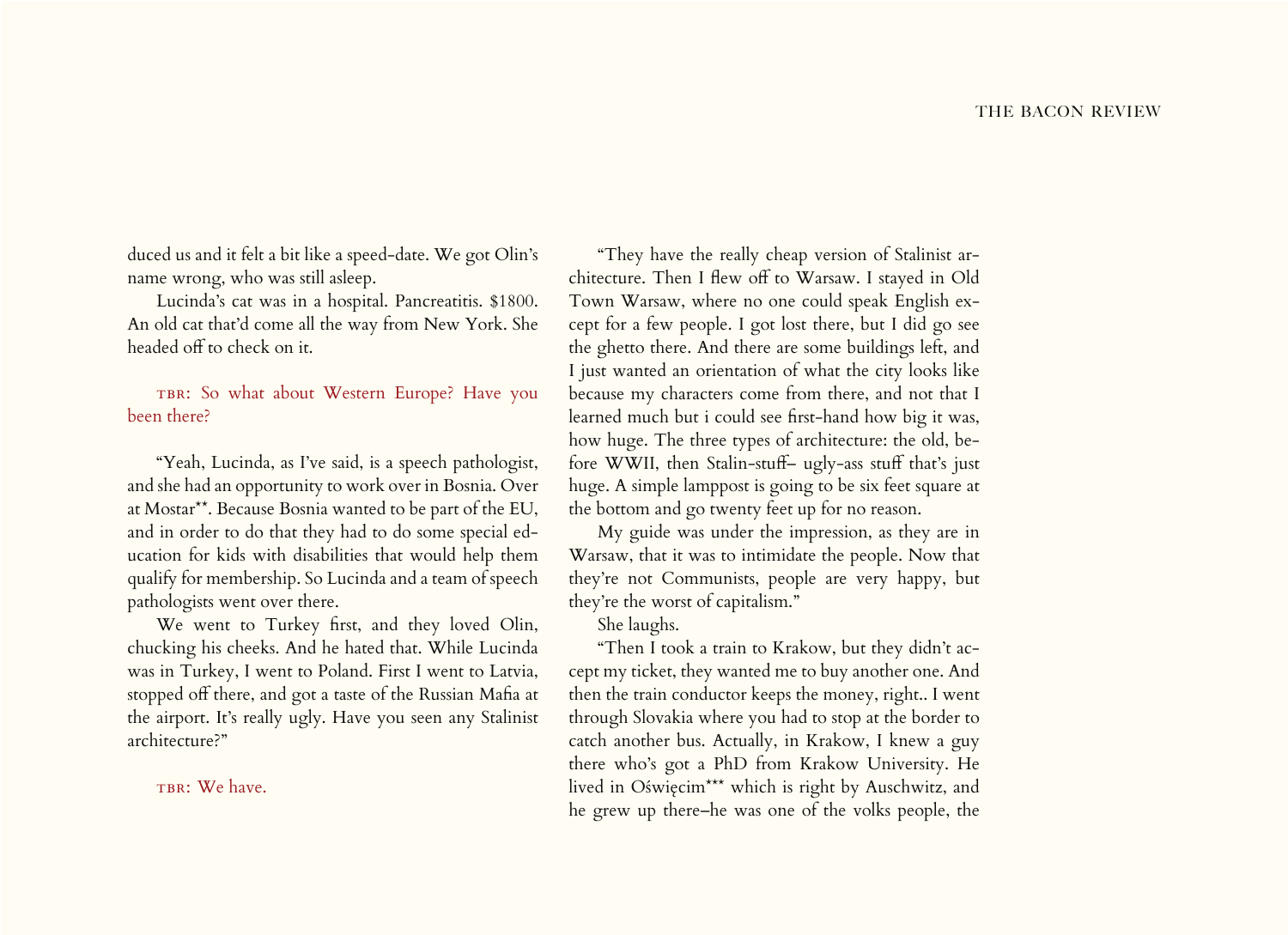duced us and it felt a bit like a speed-date. We got Olin's name wrong, who was still asleep.

Lucinda's cat was in a hospital. Pancreatitis. $1800. An old cat that'd come all the way from New York. She headed off to check on it.

TBR: So what about Western Europe? Have you been there?

"Yeah, Lucinda, as I've said, is a speech pathologist, and she had an opportunity to work over in Bosnia. Over at Mostar**. Because Bosnia wanted to be part of the EU, and in order to do that they had to do some special education for kids with disabilities that would help them qualify for membership. So Lucinda and a team of speech pathologists went over there.

We went to Turkey first, and they loved Olin, chucking his cheeks. And he hated that. While Lucinda was in Turkey, I went to Poland. First I went to Latvia, stopped off there, and got a taste of the Russian Mafia at the airport. It's really ugly. Have you seen any Stalinist architecture?"

TBR: We have.

"They have the really cheap version of Stalinist architecture. Then I flew off to Warsaw. I stayed in Old Town Warsaw, where no one could speak English except for a few people. I got lost there, but I did go see the ghetto there. And there are some buildings left, and I just wanted an orientation of what the city looks like because my characters come from there, and not that I learned much but i could see first-hand how big it was, how huge. The three types of architecture: the old, before WWII, then Stalin-stuff– ugly-ass stuff that's just huge. A simple lamppost is going to be six feet square at the bottom and go twenty feet up for no reason.

My guide was under the impression, as they are in Warsaw, that it was to intimidate the people. Now that they're not Communists, people are very happy, but they're the worst of capitalism."

She laughs.

"Then I took a train to Krakow, but they didn't accept my ticket, they wanted me to buy another one. And then the train conductor keeps the money, right.. I went through Slovakia where you had to stop at the border to catch another bus. Actually, in Krakow, I knew a guy there who's got a PhD from Krakow University. He lived in Oświęcim*** which is right by Auschwitz, and he grew up there–he was one of the volks people, the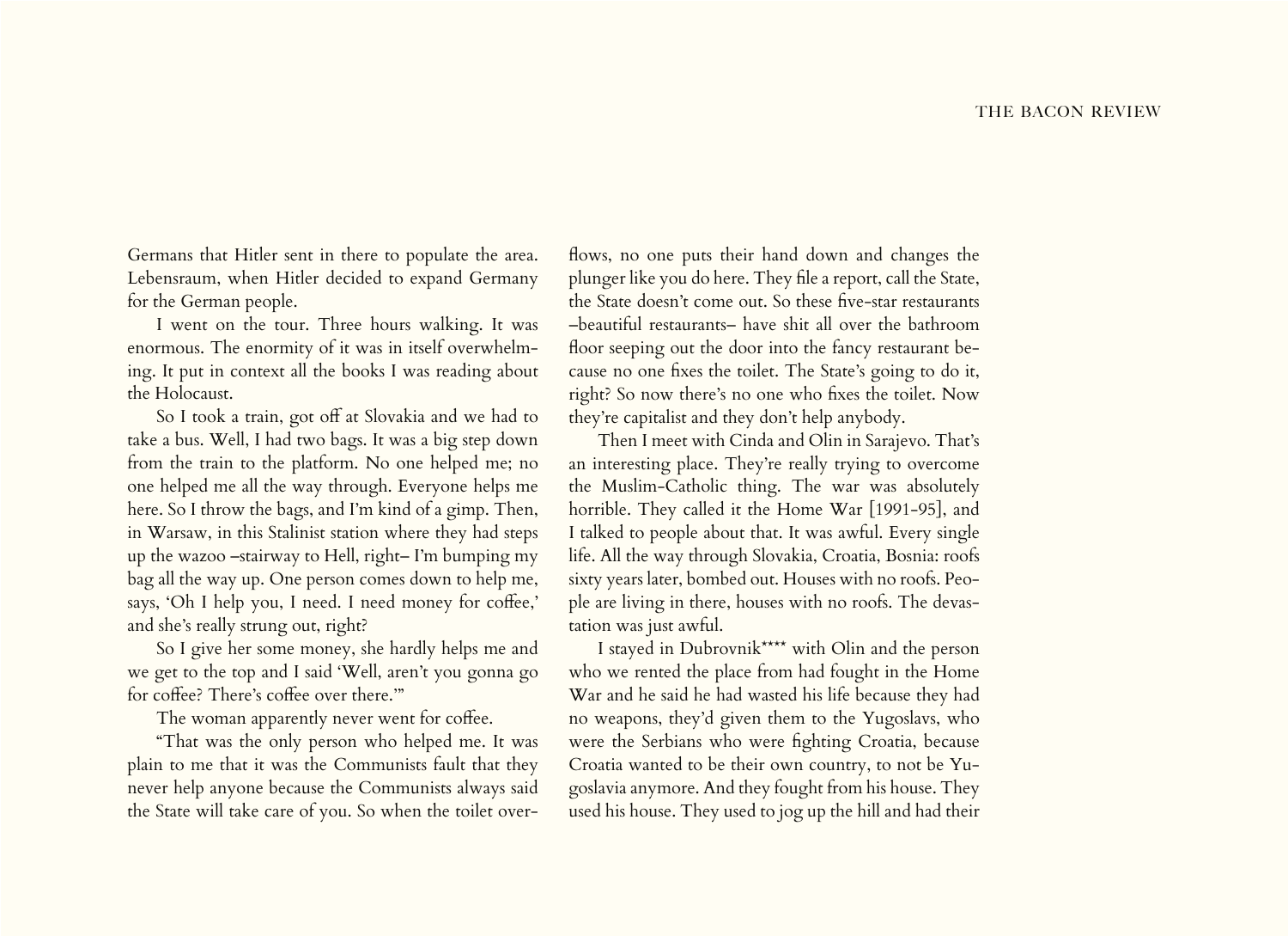Germans that Hitler sent in there to populate the area. Lebensraum, when Hitler decided to expand Germany for the German people.

I went on the tour. Three hours walking. It was enormous. The enormity of it was in itself overwhelming. It put in context all the books I was reading about the Holocaust.

So I took a train, got off at Slovakia and we had to take a bus. Well, I had two bags. It was a big step down from the train to the platform. No one helped me; no one helped me all the way through. Everyone helps me here. So I throw the bags, and I'm kind of a gimp. Then, in Warsaw, in this Stalinist station where they had steps up the wazoo –stairway to Hell, right– I'm bumping my bag all the way up. One person comes down to help me, says, 'Oh I help you, I need. I need money for coffee,' and she's really strung out, right?

So I give her some money, she hardly helps me and we get to the top and I said 'Well, aren't you gonna go for coffee? There's coffee over there.'"

The woman apparently never went for coffee.

"That was the only person who helped me. It was plain to me that it was the Communists fault that they never help anyone because the Communists always said the State will take care of you. So when the toilet overflows, no one puts their hand down and changes the plunger like you do here. They file a report, call the State, the State doesn't come out. So these five-star restaurants –beautiful restaurants– have shit all over the bathroom floor seeping out the door into the fancy restaurant because no one fixes the toilet. The State's going to do it, right? So now there's no one who fixes the toilet. Now they're capitalist and they don't help anybody.

Then I meet with Cinda and Olin in Sarajevo. That's an interesting place. They're really trying to overcome the Muslim-Catholic thing. The war was absolutely horrible. They called it the Home War [1991-95], and I talked to people about that. It was awful. Every single life. All the way through Slovakia, Croatia, Bosnia: roofs sixty years later, bombed out. Houses with no roofs. People are living in there, houses with no roofs. The devastation was just awful.

I stayed in Dubrovnik**** with Olin and the person who we rented the place from had fought in the Home War and he said he had wasted his life because they had no weapons, they'd given them to the Yugoslavs, who were the Serbians who were fighting Croatia, because Croatia wanted to be their own country, to not be Yugoslavia anymore. And they fought from his house. They used his house. They used to jog up the hill and had their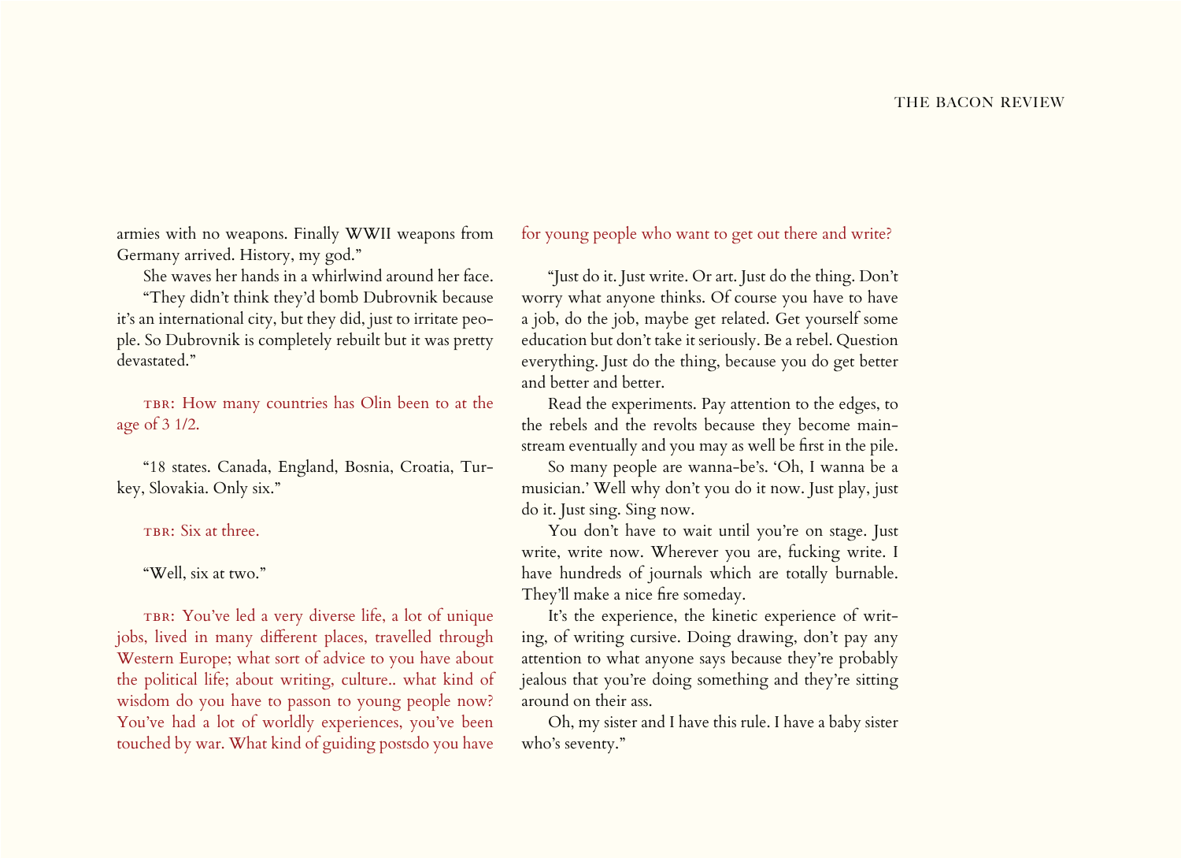armies with no weapons. Finally WWII weapons from Germany arrived. History, my god."

She waves her hands in a whirlwind around her face.

"They didn't think they'd bomb Dubrovnik because it's an international city, but they did, just to irritate people. So Dubrovnik is completely rebuilt but it was pretty devastated."

TBR: How many countries has Olin been to at the age of 3 1/2.

"18 states. Canada, England, Bosnia, Croatia, Turkey, Slovakia. Only six."

TBR: Six at three.

"Well, six at two."

TBR: You've led a very diverse life, a lot of unique jobs, lived in many different places, travelled through Western Europe; what sort of advice to you have about the political life; about writing, culture.. what kind of wisdom do you have to passon to young people now? You've had a lot of worldly experiences, you've been touched by war. What kind of guiding postsdo you have for young people who want to get out there and write?

"Just do it. Just write. Or art. Just do the thing. Don't worry what anyone thinks. Of course you have to have a job, do the job, maybe get related. Get yourself some education but don't take it seriously. Be a rebel. Question everything. Just do the thing, because you do get better and better and better.

Read the experiments. Pay attention to the edges, to the rebels and the revolts because they become mainstream eventually and you may as well be first in the pile.

So many people are wanna-be's. 'Oh, I wanna be a musician.' Well why don't you do it now. Just play, just do it. Just sing. Sing now.

You don't have to wait until you're on stage. Just write, write now. Wherever you are, fucking write. I have hundreds of journals which are totally burnable. They'll make a nice fire someday.

It's the experience, the kinetic experience of writing, of writing cursive. Doing drawing, don't pay any attention to what anyone says because they're probably jealous that you're doing something and they're sitting around on their ass.

Oh, my sister and I have this rule. I have a baby sister who's seventy."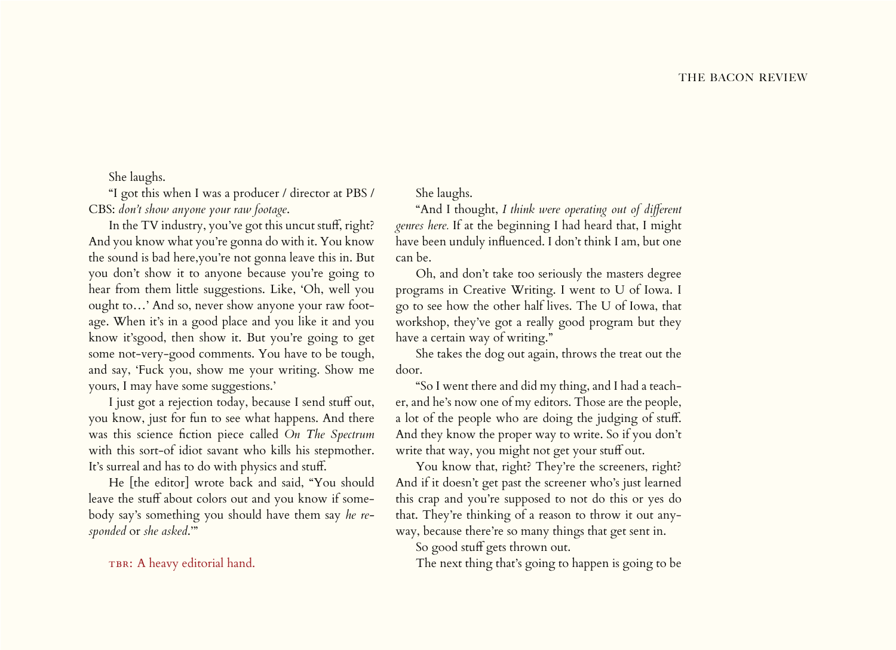She laughs.

"I got this when I was a producer / director at PBS / CBS: *don't show anyone your raw footage*.

In the TV industry, you've got this uncut stuff, right? And you know what you're gonna do with it. You know the sound is bad here,you're not gonna leave this in. But you don't show it to anyone because you're going to hear from them little suggestions. Like, 'Oh, well you ought to…' And so, never show anyone your raw footage. When it's in a good place and you like it and you know it'sgood, then show it. But you're going to get some not-very-good comments. You have to be tough, and say, 'Fuck you, show me your writing. Show me yours, I may have some suggestions.'

I just got a rejection today, because I send stuff out, you know, just for fun to see what happens. And there was this science fiction piece called *On The Spectrum* with this sort-of idiot savant who kills his stepmother. It's surreal and has to do with physics and stuff.

He [the editor] wrote back and said, "You should leave the stuff about colors out and you know if somebody say's something you should have them say *he responded* or *she asked*.'"

TBR: A heavy editorial hand.

She laughs.

"And I thought, *I think were operating out of different genres here.* If at the beginning I had heard that, I might have been unduly influenced. I don't think I am, but one can be.

Oh, and don't take too seriously the masters degree programs in Creative Writing. I went to U of Iowa. I go to see how the other half lives. The U of Iowa, that workshop, they've got a really good program but they have a certain way of writing."

She takes the dog out again, throws the treat out the door.

"So I went there and did my thing, and I had a teacher, and he's now one of my editors. Those are the people, a lot of the people who are doing the judging of stuff. And they know the proper way to write. So if you don't write that way, you might not get your stuff out.

You know that, right? They're the screeners, right? And if it doesn't get past the screener who's just learned this crap and you're supposed to not do this or yes do that. They're thinking of a reason to throw it out anyway, because there're so many things that get sent in.

So good stuff gets thrown out.

The next thing that's going to happen is going to be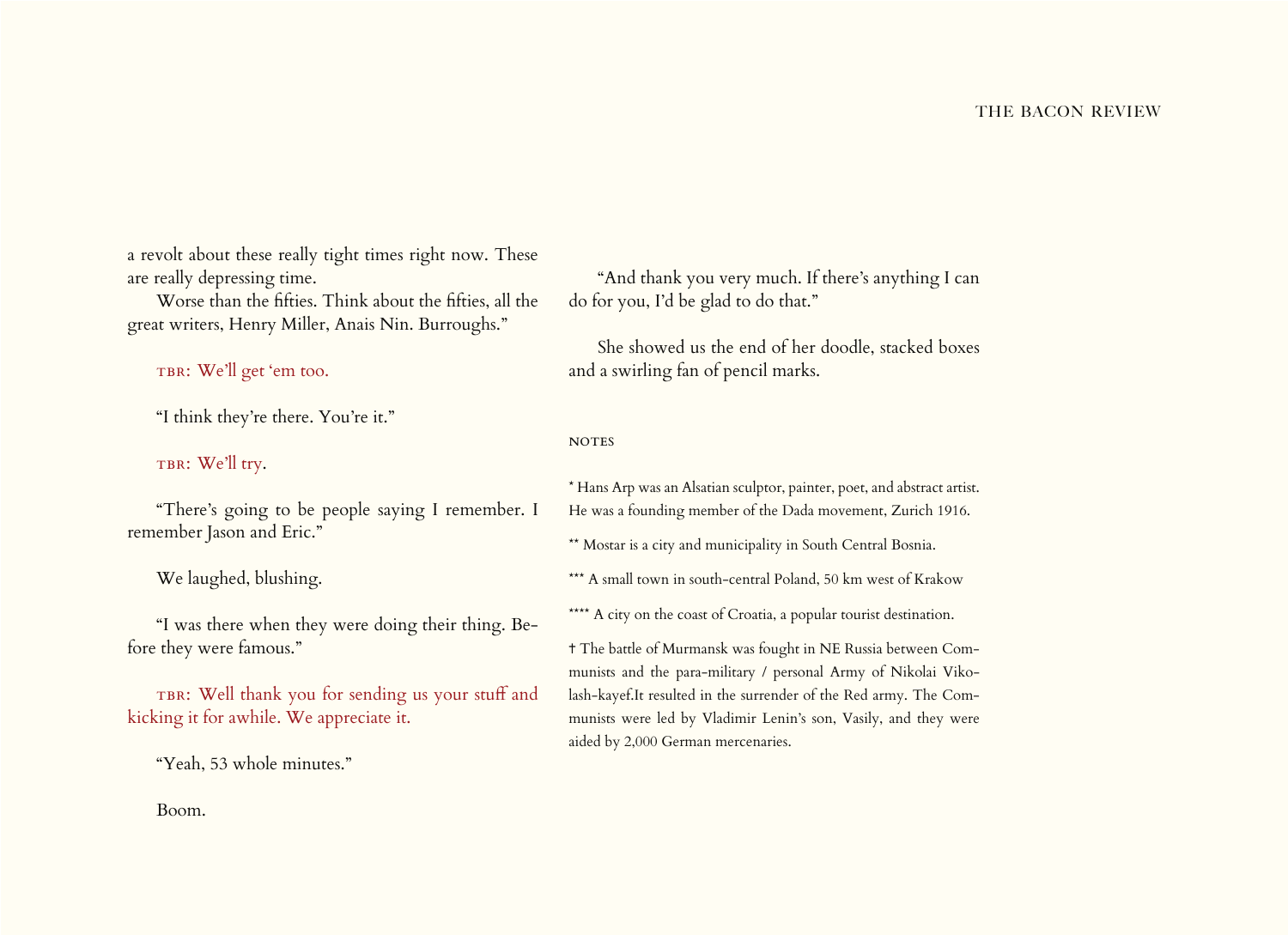a revolt about these really tight times right now. These are really depressing time.

Worse than the fifties. Think about the fifties, all the great writers, Henry Miller, Anais Nin. Burroughs."

TBR: We'll get 'em too.

"I think they're there. You're it."

TBR: We'll try.

"There's going to be people saying I remember. I remember Jason and Eric."

We laughed, blushing.

"I was there when they were doing their thing. Before they were famous."

TBR: Well thank you for sending us your stuff and kicking it for awhile. We appreciate it.

"Yeah, 53 whole minutes."

Boom.

"And thank you very much. If there's anything I can do for you, I'd be glad to do that."

She showed us the end of her doodle, stacked boxes and a swirling fan of pencil marks.

## NOTES

* Hans Arp was an Alsatian sculptor, painter, poet, and abstract artist. He was a founding member of the Dada movement, Zurich 1916.

** Mostar is a city and municipality in South Central Bosnia.

*** A small town in south-central Poland, 50 km west of Krakow

**** A city on the coast of Croatia, a popular tourist destination.

† The battle of Murmansk was fought in NE Russia between Communists and the para-military / personal Army of Nikolai Vikolash-kayef.It resulted in the surrender of the Red army. The Communists were led by Vladimir Lenin's son, Vasily, and they were aided by 2,000 German mercenaries.